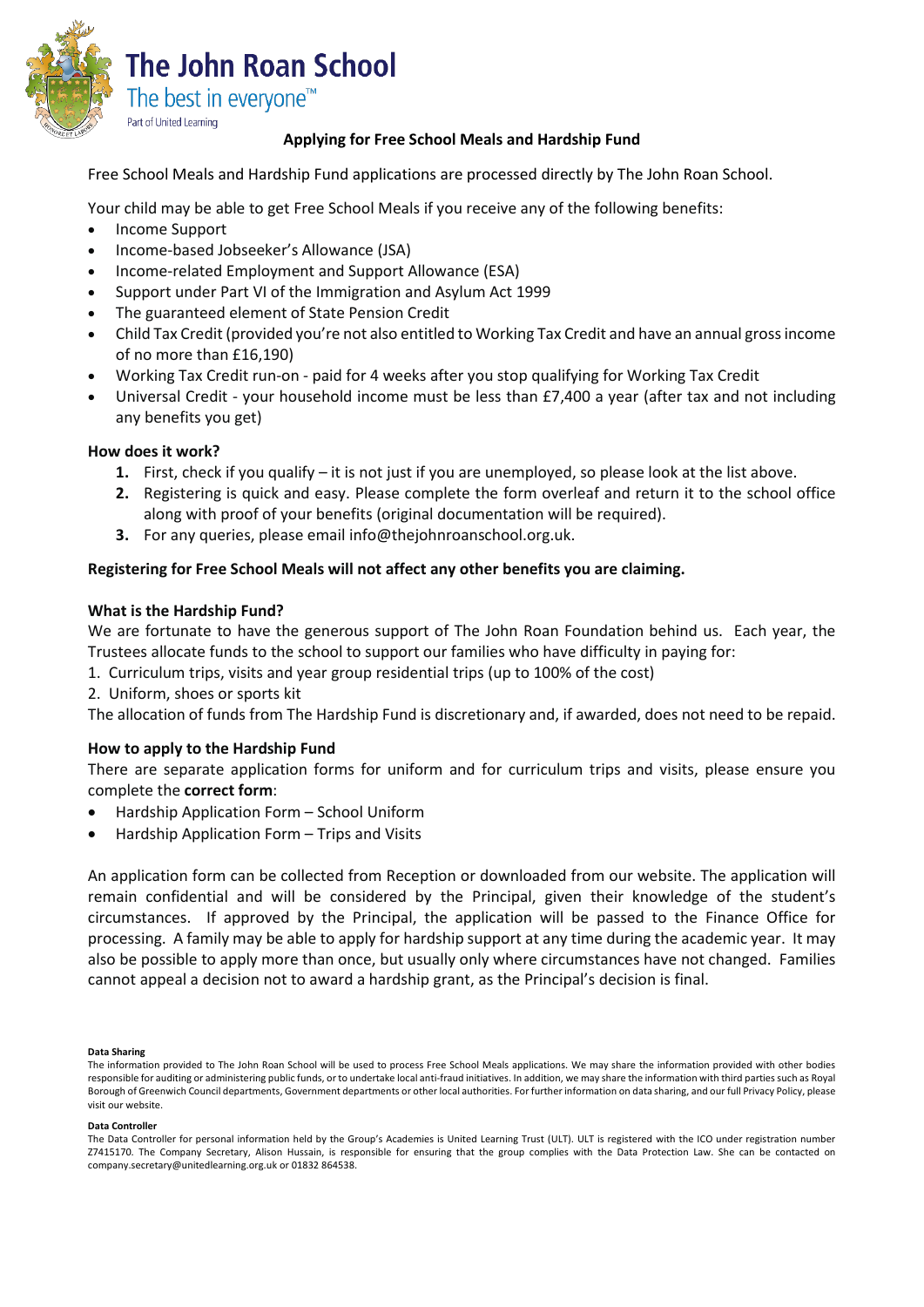# The John Roan School

The best in everyone™

Part of United Learning

## Applying for Free School Meals and Hardship Fund

Free School Meals and Hardship Fund applications are processed directly by The John Roan School.

Your child may be able to get Free School Meals if you receive any of the following benefits:

- Income Support
- Income-based Jobseeker's Allowance (JSA)
- Income-related Employment and Support Allowance (ESA)
- Support under Part VI of the Immigration and Asylum Act 1999
- The guaranteed element of State Pension Credit
- Child Tax Credit (provided you're not also entitled to Working Tax Credit and have an annual gross income of no more than £16,190)
- Working Tax Credit run-on - paid for 4 weeks after you stop qualifying for Working Tax Credit
- Universal Credit - your household income must be less than £7,400 a year (after tax and not including any benefits you get)

**How does it work?**

1. First, check if you qualify – it is not just if you are unemployed, so please look at the list above.
2. Registering is quick and easy. Please complete the form overleaf and return it to the school office along with proof of your benefits (original documentation will be required).
3. For any queries, please email info@thejohnroanschool.org.uk.

**Registering for Free School Meals will not affect any other benefits you are claiming.**

**What is the Hardship Fund?**

We are fortunate to have the generous support of The John Roan Foundation behind us. Each year, the Trustees allocate funds to the school to support our families who have difficulty in paying for:

1. Curriculum trips, visits and year group residential trips (up to 100% of the cost)
2. Uniform, shoes or sports kit

The allocation of funds from The Hardship Fund is discretionary and, if awarded, does not need to be repaid.

**How to apply to the Hardship Fund**

There are separate application forms for uniform and for curriculum trips and visits, please ensure you complete the **correct form**:

- Hardship Application Form – School Uniform
- Hardship Application Form – Trips and Visits

An application form can be collected from Reception or downloaded from our website. The application will remain confidential and will be considered by the Principal, given their knowledge of the student's circumstances. If approved by the Principal, the application will be passed to the Finance Office for processing. A family may be able to apply for hardship support at any time during the academic year. It may also be possible to apply more than once, but usually only where circumstances have not changed. Families cannot appeal a decision not to award a hardship grant, as the Principal's decision is final.

**Data Sharing**

The information provided to The John Roan School will be used to process Free School Meals applications. We may share the information provided with other bodies responsible for auditing or administering public funds, or to undertake local anti-fraud initiatives. In addition, we may share the information with third parties such as Royal Borough of Greenwich Council departments, Government departments or other local authorities. For further information on data sharing, and our full Privacy Policy, please visit our website.

**Data Controller**

The Data Controller for personal information held by the Group's Academies is United Learning Trust (ULT). ULT is registered with the ICO under registration number Z7415170. The Company Secretary, Alison Hussain, is responsible for ensuring that the group complies with the Data Protection Law. She can be contacted on company.secretary@unitedlearning.org.uk or 01832 864538.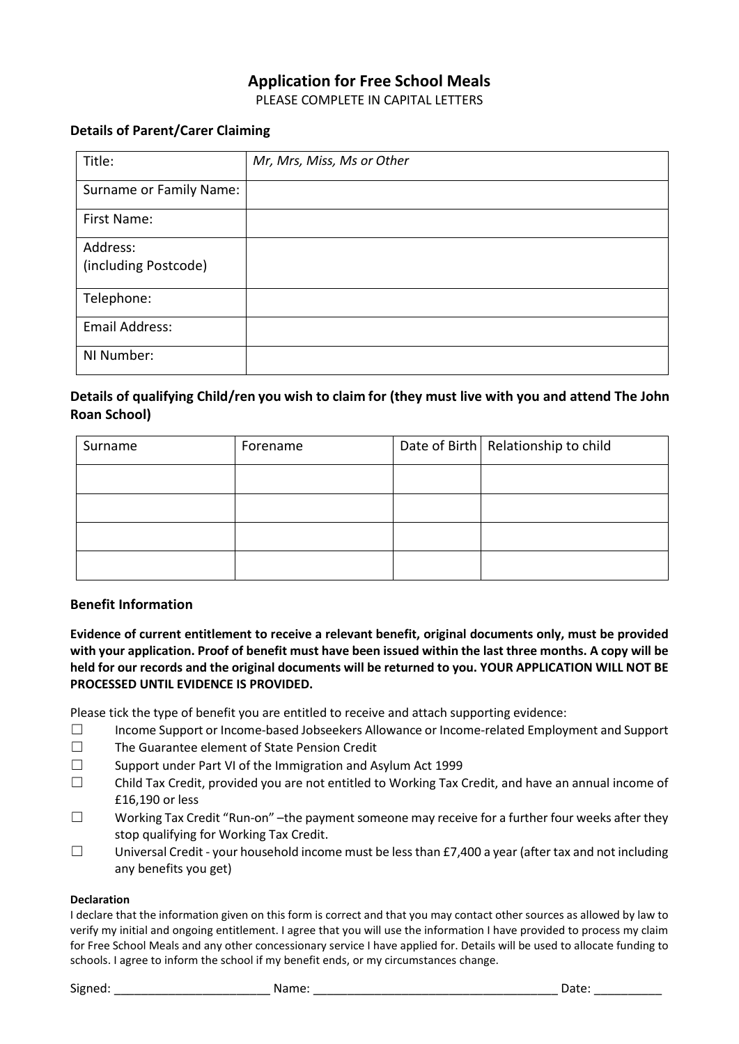# Application for Free School Meals

PLEASE COMPLETE IN CAPITAL LETTERS

### Details of Parent/Carer Claiming

| | |
|---|---|
| Title: | *Mr, Mrs, Miss, Ms or Other* |
| Surname or Family Name: | |
| First Name: | |
| Address: (including Postcode) | |
| Telephone: | |
| Email Address: | |
| NI Number: | |

### Details of qualifying Child/ren you wish to claim for (they must live with you and attend The John Roan School)

| Surname | Forename | Date of Birth | Relationship to child |
|---|---|---|---|
| | | | |
| | | | |
| | | | |
| | | | |

### Benefit Information

**Evidence of current entitlement to receive a relevant benefit, original documents only, must be provided with your application. Proof of benefit must have been issued within the last three months. A copy will be held for our records and the original documents will be returned to you. YOUR APPLICATION WILL NOT BE PROCESSED UNTIL EVIDENCE IS PROVIDED.**

Please tick the type of benefit you are entitled to receive and attach supporting evidence:

- ☐ Income Support or Income-based Jobseekers Allowance or Income-related Employment and Support
- ☐ The Guarantee element of State Pension Credit
- ☐ Support under Part VI of the Immigration and Asylum Act 1999
- ☐ Child Tax Credit, provided you are not entitled to Working Tax Credit, and have an annual income of £16,190 or less
- ☐ Working Tax Credit "Run-on" –the payment someone may receive for a further four weeks after they stop qualifying for Working Tax Credit.
- ☐ Universal Credit - your household income must be less than £7,400 a year (after tax and not including any benefits you get)

**Declaration**

I declare that the information given on this form is correct and that you may contact other sources as allowed by law to verify my initial and ongoing entitlement. I agree that you will use the information I have provided to process my claim for Free School Meals and any other concessionary service I have applied for. Details will be used to allocate funding to schools. I agree to inform the school if my benefit ends, or my circumstances change.

Signed: _______________________ Name: ____________________________________ Date: __________